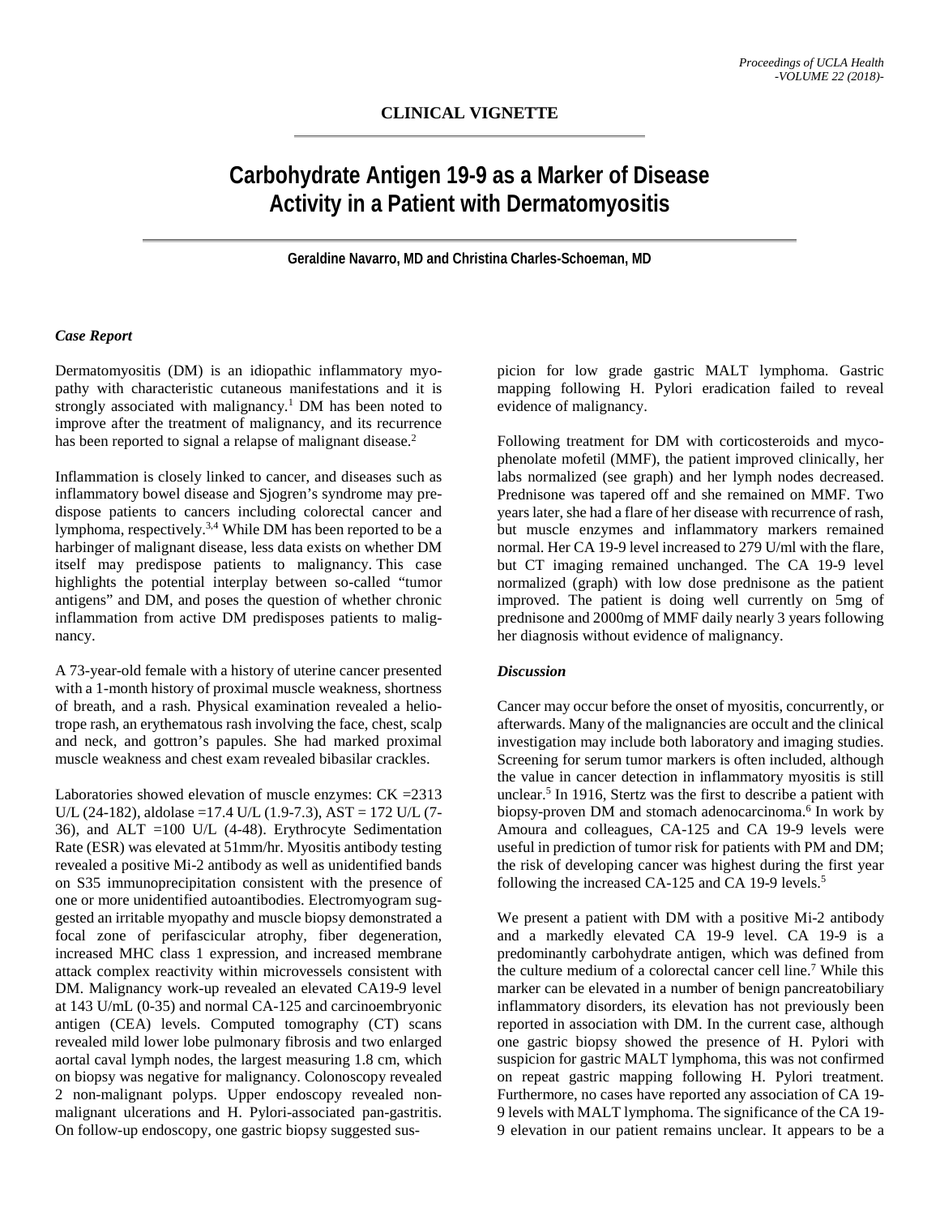CLINICAL VIGNETTE

# Carbohydrate Antigen 19-9 as a Marker of Disease Activity in a Patient with Dermatomyositis

**Geraldine Navarro, MD and Christina Charles-Schoeman, MD**

### *Case Report*

Dermatomyositis (DM) is an idiopathic inflammatory myopathy with characteristic cutaneous manifestations and it is strongly associated with malignancy.[1] DM has been noted to improve after the treatment of malignancy, and its recurrence has been reported to signal a relapse of malignant disease.[2]

Inflammation is closely linked to cancer, and diseases such as inflammatory bowel disease and Sjogren's syndrome may predispose patients to cancers including colorectal cancer and lymphoma, respectively.[3,4] While DM has been reported to be a harbinger of malignant disease, less data exists on whether DM itself may predispose patients to malignancy. This case highlights the potential interplay between so-called "tumor antigens" and DM, and poses the question of whether chronic inflammation from active DM predisposes patients to malignancy.

A 73-year-old female with a history of uterine cancer presented with a 1-month history of proximal muscle weakness, shortness of breath, and a rash. Physical examination revealed a heliotrope rash, an erythematous rash involving the face, chest, scalp and neck, and gottron's papules. She had marked proximal muscle weakness and chest exam revealed bibasilar crackles.

Laboratories showed elevation of muscle enzymes: CK =2313 U/L (24-182), aldolase =17.4 U/L (1.9-7.3), AST = 172 U/L (7-36), and ALT =100 U/L (4-48). Erythrocyte Sedimentation Rate (ESR) was elevated at 51mm/hr. Myositis antibody testing revealed a positive Mi-2 antibody as well as unidentified bands on S35 immunoprecipitation consistent with the presence of one or more unidentified autoantibodies. Electromyogram suggested an irritable myopathy and muscle biopsy demonstrated a focal zone of perifascicular atrophy, fiber degeneration, increased MHC class 1 expression, and increased membrane attack complex reactivity within microvessels consistent with DM. Malignancy work-up revealed an elevated CA19-9 level at 143 U/mL (0-35) and normal CA-125 and carcinoembryonic antigen (CEA) levels. Computed tomography (CT) scans revealed mild lower lobe pulmonary fibrosis and two enlarged aortal caval lymph nodes, the largest measuring 1.8 cm, which on biopsy was negative for malignancy. Colonoscopy revealed 2 non-malignant polyps. Upper endoscopy revealed non-malignant ulcerations and H. Pylori-associated pan-gastritis. On follow-up endoscopy, one gastric biopsy suggested suspicion for low grade gastric MALT lymphoma. Gastric mapping following H. Pylori eradication failed to reveal evidence of malignancy.

Following treatment for DM with corticosteroids and mycophenolate mofetil (MMF), the patient improved clinically, her labs normalized (see graph) and her lymph nodes decreased. Prednisone was tapered off and she remained on MMF. Two years later, she had a flare of her disease with recurrence of rash, but muscle enzymes and inflammatory markers remained normal. Her CA 19-9 level increased to 279 U/ml with the flare, but CT imaging remained unchanged. The CA 19-9 level normalized (graph) with low dose prednisone as the patient improved. The patient is doing well currently on 5mg of prednisone and 2000mg of MMF daily nearly 3 years following her diagnosis without evidence of malignancy.

### *Discussion*

Cancer may occur before the onset of myositis, concurrently, or afterwards. Many of the malignancies are occult and the clinical investigation may include both laboratory and imaging studies. Screening for serum tumor markers is often included, although the value in cancer detection in inflammatory myositis is still unclear.[5] In 1916, Stertz was the first to describe a patient with biopsy-proven DM and stomach adenocarcinoma.[6] In work by Amoura and colleagues, CA-125 and CA 19-9 levels were useful in prediction of tumor risk for patients with PM and DM; the risk of developing cancer was highest during the first year following the increased CA-125 and CA 19-9 levels.[5]

We present a patient with DM with a positive Mi-2 antibody and a markedly elevated CA 19-9 level. CA 19-9 is a predominantly carbohydrate antigen, which was defined from the culture medium of a colorectal cancer cell line.[7] While this marker can be elevated in a number of benign pancreatobiliary inflammatory disorders, its elevation has not previously been reported in association with DM. In the current case, although one gastric biopsy showed the presence of H. Pylori with suspicion for gastric MALT lymphoma, this was not confirmed on repeat gastric mapping following H. Pylori treatment. Furthermore, no cases have reported any association of CA 19-9 levels with MALT lymphoma. The significance of the CA 19-9 elevation in our patient remains unclear. It appears to be a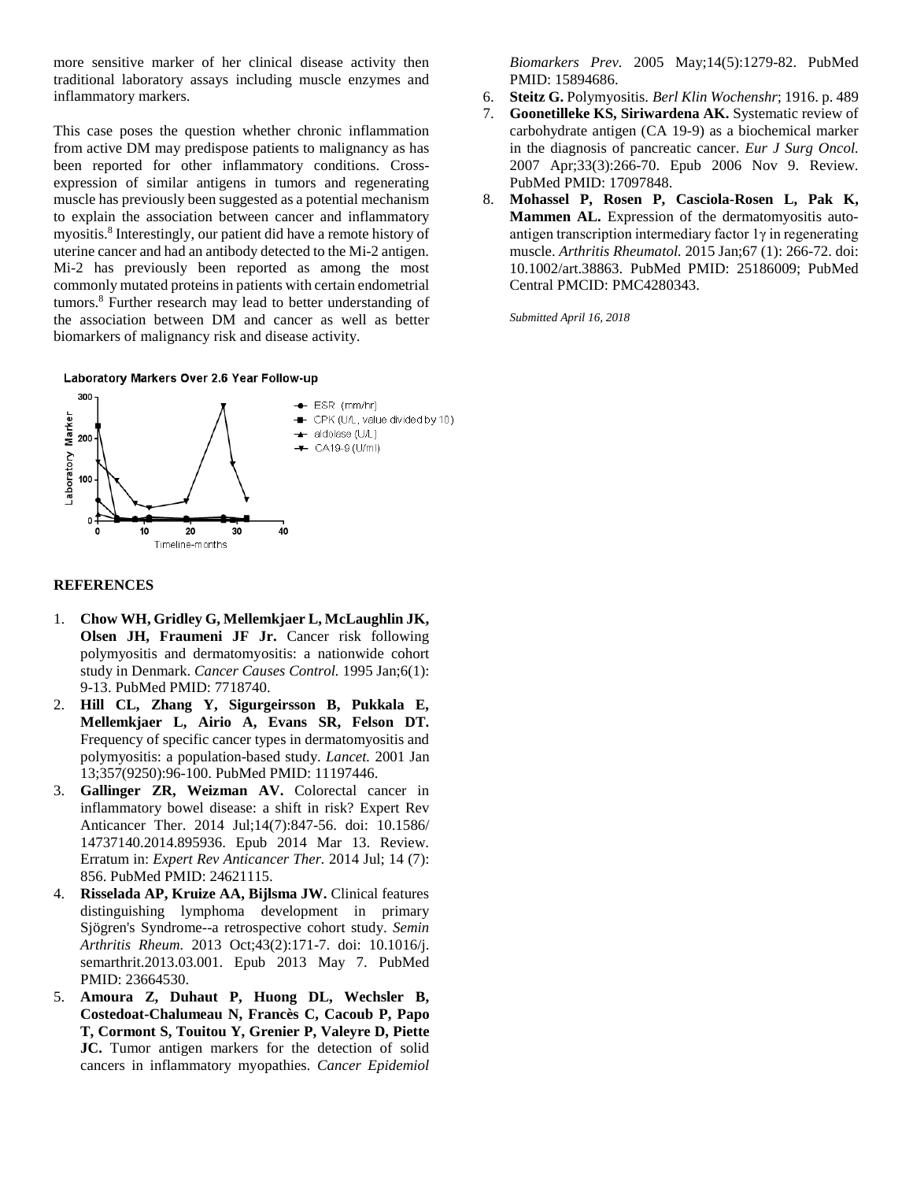more sensitive marker of her clinical disease activity then traditional laboratory assays including muscle enzymes and inflammatory markers.

This case poses the question whether chronic inflammation from active DM may predispose patients to malignancy as has been reported for other inflammatory conditions. Cross-expression of similar antigens in tumors and regenerating muscle has previously been suggested as a potential mechanism to explain the association between cancer and inflammatory myositis.[8] Interestingly, our patient did have a remote history of uterine cancer and had an antibody detected to the Mi-2 antigen. Mi-2 has previously been reported as among the most commonly mutated proteins in patients with certain endometrial tumors.[8] Further research may lead to better understanding of the association between DM and cancer as well as better biomarkers of malignancy risk and disease activity.

Laboratory Markers Over 2.6 Year Follow-up

Laboratory Marker

300
200
100
0

0
10
20
30
40

Timeline-months

ESR (mm/hr)
CPK (U/L, value divided by 10)
aldolase (U/L)
CA19-9 (U/ml)

## REFERENCES

1. **Chow WH, Gridley G, Mellemkjaer L, McLaughlin JK, Olsen JH, Fraumeni JF Jr.** Cancer risk following polymyositis and dermatomyositis: a nationwide cohort study in Denmark. *Cancer Causes Control.* 1995 Jan;6(1): 9-13. PubMed PMID: 7718740.
2. **Hill CL, Zhang Y, Sigurgeirsson B, Pukkala E, Mellemkjaer L, Airio A, Evans SR, Felson DT.** Frequency of specific cancer types in dermatomyositis and polymyositis: a population-based study. *Lancet.* 2001 Jan 13;357(9250):96-100. PubMed PMID: 11197446.
3. **Gallinger ZR, Weizman AV.** Colorectal cancer in inflammatory bowel disease: a shift in risk? Expert Rev Anticancer Ther. 2014 Jul;14(7):847-56. doi: 10.1586/ 14737140.2014.895936. Epub 2014 Mar 13. Review. Erratum in: *Expert Rev Anticancer Ther.* 2014 Jul; 14 (7): 856. PubMed PMID: 24621115.
4. **Risselada AP, Kruize AA, Bijlsma JW.** Clinical features distinguishing lymphoma development in primary Sjögren's Syndrome--a retrospective cohort study. *Semin Arthritis Rheum.* 2013 Oct;43(2):171-7. doi: 10.1016/j. semarthrit.2013.03.001. Epub 2013 May 7. PubMed PMID: 23664530.
5. **Amoura Z, Duhaut P, Huong DL, Wechsler B, Costedoat-Chalumeau N, Francès C, Cacoub P, Papo T, Cormont S, Touitou Y, Grenier P, Valeyre D, Piette JC.** Tumor antigen markers for the detection of solid cancers in inflammatory myopathies. *Cancer Epidemiol Biomarkers Prev.* 2005 May;14(5):1279-82. PubMed PMID: 15894686.
6. **Steitz G.** Polymyositis. *Berl Klin Wochenshr*; 1916. p. 489
7. **Goonetilleke KS, Siriwardena AK.** Systematic review of carbohydrate antigen (CA 19-9) as a biochemical marker in the diagnosis of pancreatic cancer. *Eur J Surg Oncol.* 2007 Apr;33(3):266-70. Epub 2006 Nov 9. Review. PubMed PMID: 17097848.
8. **Mohassel P, Rosen P, Casciola-Rosen L, Pak K, Mammen AL.** Expression of the dermatomyositis auto-antigen transcription intermediary factor 1γ in regenerating muscle. *Arthritis Rheumatol.* 2015 Jan;67 (1): 266-72. doi: 10.1002/art.38863. PubMed PMID: 25186009; PubMed Central PMCID: PMC4280343.

*Submitted April 16, 2018*